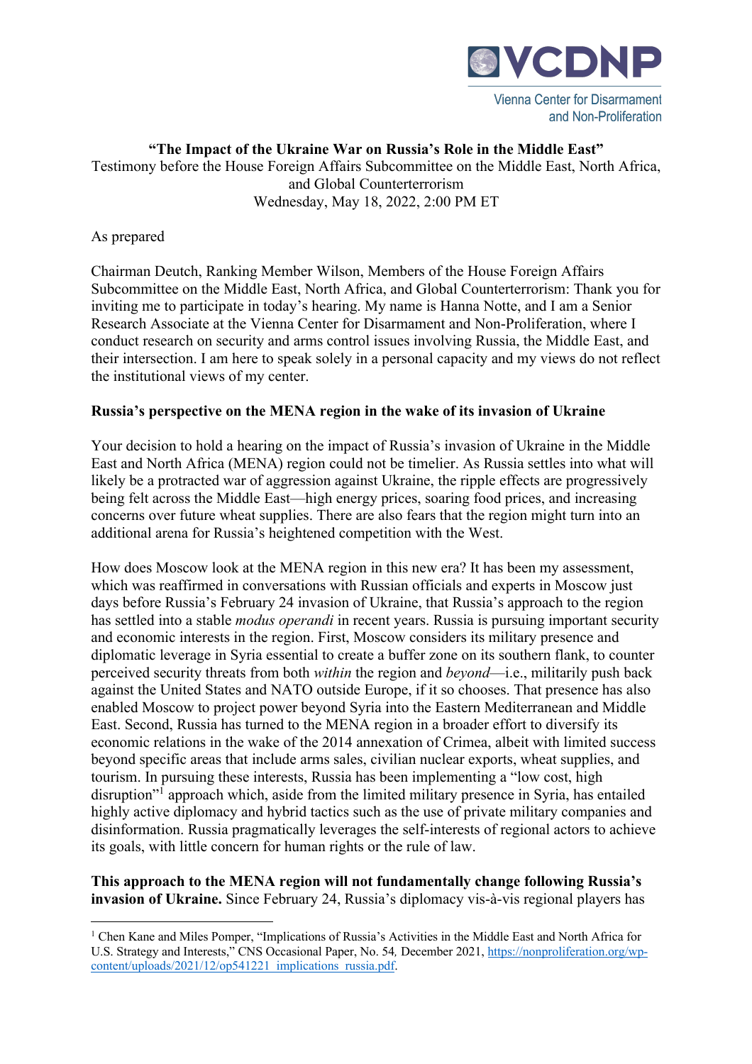**"The Impact of the Ukraine War on Russia's Role in the Middle East"**
Testimony before the House Foreign Affairs Subcommittee on the Middle East, North Africa, and Global Counterterrorism
Wednesday, May 18, 2022, 2:00 PM ET

As prepared

Chairman Deutch, Ranking Member Wilson, Members of the House Foreign Affairs Subcommittee on the Middle East, North Africa, and Global Counterterrorism: Thank you for inviting me to participate in today's hearing. My name is Hanna Notte, and I am a Senior Research Associate at the Vienna Center for Disarmament and Non-Proliferation, where I conduct research on security and arms control issues involving Russia, the Middle East, and their intersection. I am here to speak solely in a personal capacity and my views do not reflect the institutional views of my center.

## Russia's perspective on the MENA region in the wake of its invasion of Ukraine

Your decision to hold a hearing on the impact of Russia's invasion of Ukraine in the Middle East and North Africa (MENA) region could not be timelier. As Russia settles into what will likely be a protracted war of aggression against Ukraine, the ripple effects are progressively being felt across the Middle East—high energy prices, soaring food prices, and increasing concerns over future wheat supplies. There are also fears that the region might turn into an additional arena for Russia's heightened competition with the West.

How does Moscow look at the MENA region in this new era? It has been my assessment, which was reaffirmed in conversations with Russian officials and experts in Moscow just days before Russia's February 24 invasion of Ukraine, that Russia's approach to the region has settled into a stable *modus operandi* in recent years. Russia is pursuing important security and economic interests in the region. First, Moscow considers its military presence and diplomatic leverage in Syria essential to create a buffer zone on its southern flank, to counter perceived security threats from both *within* the region and *beyond*—i.e., militarily push back against the United States and NATO outside Europe, if it so chooses. That presence has also enabled Moscow to project power beyond Syria into the Eastern Mediterranean and Middle East. Second, Russia has turned to the MENA region in a broader effort to diversify its economic relations in the wake of the 2014 annexation of Crimea, albeit with limited success beyond specific areas that include arms sales, civilian nuclear exports, wheat supplies, and tourism. In pursuing these interests, Russia has been implementing a "low cost, high disruption"[1] approach which, aside from the limited military presence in Syria, has entailed highly active diplomacy and hybrid tactics such as the use of private military companies and disinformation. Russia pragmatically leverages the self-interests of regional actors to achieve its goals, with little concern for human rights or the rule of law.

**This approach to the MENA region will not fundamentally change following Russia's invasion of Ukraine.** Since February 24, Russia's diplomacy vis-à-vis regional players has

---

[1] Chen Kane and Miles Pomper, "Implications of Russia's Activities in the Middle East and North Africa for U.S. Strategy and Interests," CNS Occasional Paper, No. 54*,* December 2021, https://nonproliferation.org/wp-content/uploads/2021/12/op541221_implications_russia.pdf.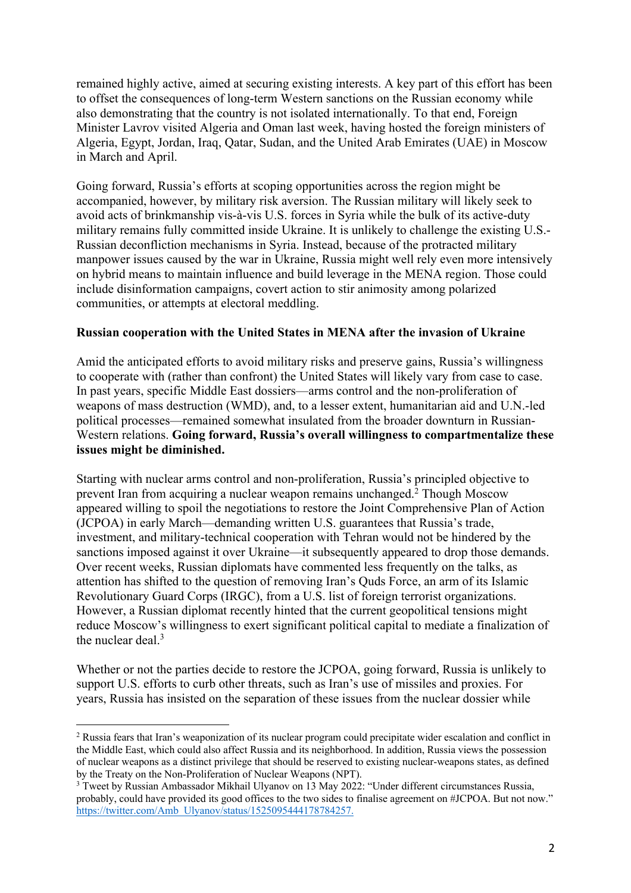remained highly active, aimed at securing existing interests. A key part of this effort has been to offset the consequences of long-term Western sanctions on the Russian economy while also demonstrating that the country is not isolated internationally. To that end, Foreign Minister Lavrov visited Algeria and Oman last week, having hosted the foreign ministers of Algeria, Egypt, Jordan, Iraq, Qatar, Sudan, and the United Arab Emirates (UAE) in Moscow in March and April.

Going forward, Russia's efforts at scoping opportunities across the region might be accompanied, however, by military risk aversion. The Russian military will likely seek to avoid acts of brinkmanship vis-à-vis U.S. forces in Syria while the bulk of its active-duty military remains fully committed inside Ukraine. It is unlikely to challenge the existing U.S.-Russian deconfliction mechanisms in Syria. Instead, because of the protracted military manpower issues caused by the war in Ukraine, Russia might well rely even more intensively on hybrid means to maintain influence and build leverage in the MENA region. Those could include disinformation campaigns, covert action to stir animosity among polarized communities, or attempts at electoral meddling.

**Russian cooperation with the United States in MENA after the invasion of Ukraine**

Amid the anticipated efforts to avoid military risks and preserve gains, Russia's willingness to cooperate with (rather than confront) the United States will likely vary from case to case. In past years, specific Middle East dossiers—arms control and the non-proliferation of weapons of mass destruction (WMD), and, to a lesser extent, humanitarian aid and U.N.-led political processes—remained somewhat insulated from the broader downturn in Russian-Western relations. **Going forward, Russia's overall willingness to compartmentalize these issues might be diminished.**

Starting with nuclear arms control and non-proliferation, Russia's principled objective to prevent Iran from acquiring a nuclear weapon remains unchanged.[2] Though Moscow appeared willing to spoil the negotiations to restore the Joint Comprehensive Plan of Action (JCPOA) in early March—demanding written U.S. guarantees that Russia's trade, investment, and military-technical cooperation with Tehran would not be hindered by the sanctions imposed against it over Ukraine—it subsequently appeared to drop those demands. Over recent weeks, Russian diplomats have commented less frequently on the talks, as attention has shifted to the question of removing Iran's Quds Force, an arm of its Islamic Revolutionary Guard Corps (IRGC), from a U.S. list of foreign terrorist organizations. However, a Russian diplomat recently hinted that the current geopolitical tensions might reduce Moscow's willingness to exert significant political capital to mediate a finalization of the nuclear deal.[3]

Whether or not the parties decide to restore the JCPOA, going forward, Russia is unlikely to support U.S. efforts to curb other threats, such as Iran's use of missiles and proxies. For years, Russia has insisted on the separation of these issues from the nuclear dossier while

---

[2] Russia fears that Iran's weaponization of its nuclear program could precipitate wider escalation and conflict in the Middle East, which could also affect Russia and its neighborhood. In addition, Russia views the possession of nuclear weapons as a distinct privilege that should be reserved to existing nuclear-weapons states, as defined by the Treaty on the Non-Proliferation of Nuclear Weapons (NPT).

[3] Tweet by Russian Ambassador Mikhail Ulyanov on 13 May 2022: "Under different circumstances Russia, probably, could have provided its good offices to the two sides to finalise agreement on #JCPOA. But not now." https://twitter.com/Amb_Ulyanov/status/1525095444178784257.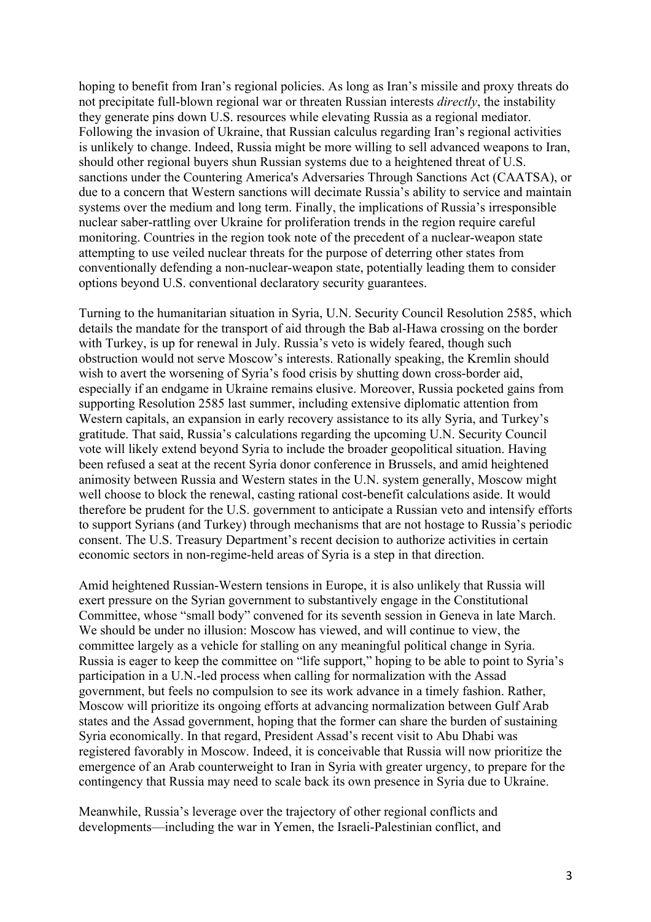hoping to benefit from Iran's regional policies. As long as Iran's missile and proxy threats do not precipitate full-blown regional war or threaten Russian interests *directly*, the instability they generate pins down U.S. resources while elevating Russia as a regional mediator. Following the invasion of Ukraine, that Russian calculus regarding Iran's regional activities is unlikely to change. Indeed, Russia might be more willing to sell advanced weapons to Iran, should other regional buyers shun Russian systems due to a heightened threat of U.S. sanctions under the Countering America's Adversaries Through Sanctions Act (CAATSA), or due to a concern that Western sanctions will decimate Russia's ability to service and maintain systems over the medium and long term. Finally, the implications of Russia's irresponsible nuclear saber-rattling over Ukraine for proliferation trends in the region require careful monitoring. Countries in the region took note of the precedent of a nuclear-weapon state attempting to use veiled nuclear threats for the purpose of deterring other states from conventionally defending a non-nuclear-weapon state, potentially leading them to consider options beyond U.S. conventional declaratory security guarantees.

Turning to the humanitarian situation in Syria, U.N. Security Council Resolution 2585, which details the mandate for the transport of aid through the Bab al-Hawa crossing on the border with Turkey, is up for renewal in July. Russia's veto is widely feared, though such obstruction would not serve Moscow's interests. Rationally speaking, the Kremlin should wish to avert the worsening of Syria's food crisis by shutting down cross-border aid, especially if an endgame in Ukraine remains elusive. Moreover, Russia pocketed gains from supporting Resolution 2585 last summer, including extensive diplomatic attention from Western capitals, an expansion in early recovery assistance to its ally Syria, and Turkey's gratitude. That said, Russia's calculations regarding the upcoming U.N. Security Council vote will likely extend beyond Syria to include the broader geopolitical situation. Having been refused a seat at the recent Syria donor conference in Brussels, and amid heightened animosity between Russia and Western states in the U.N. system generally, Moscow might well choose to block the renewal, casting rational cost-benefit calculations aside. It would therefore be prudent for the U.S. government to anticipate a Russian veto and intensify efforts to support Syrians (and Turkey) through mechanisms that are not hostage to Russia's periodic consent. The U.S. Treasury Department's recent decision to authorize activities in certain economic sectors in non-regime-held areas of Syria is a step in that direction.

Amid heightened Russian-Western tensions in Europe, it is also unlikely that Russia will exert pressure on the Syrian government to substantively engage in the Constitutional Committee, whose "small body" convened for its seventh session in Geneva in late March. We should be under no illusion: Moscow has viewed, and will continue to view, the committee largely as a vehicle for stalling on any meaningful political change in Syria. Russia is eager to keep the committee on "life support," hoping to be able to point to Syria's participation in a U.N.-led process when calling for normalization with the Assad government, but feels no compulsion to see its work advance in a timely fashion. Rather, Moscow will prioritize its ongoing efforts at advancing normalization between Gulf Arab states and the Assad government, hoping that the former can share the burden of sustaining Syria economically. In that regard, President Assad's recent visit to Abu Dhabi was registered favorably in Moscow. Indeed, it is conceivable that Russia will now prioritize the emergence of an Arab counterweight to Iran in Syria with greater urgency, to prepare for the contingency that Russia may need to scale back its own presence in Syria due to Ukraine.

Meanwhile, Russia's leverage over the trajectory of other regional conflicts and developments—including the war in Yemen, the Israeli-Palestinian conflict, and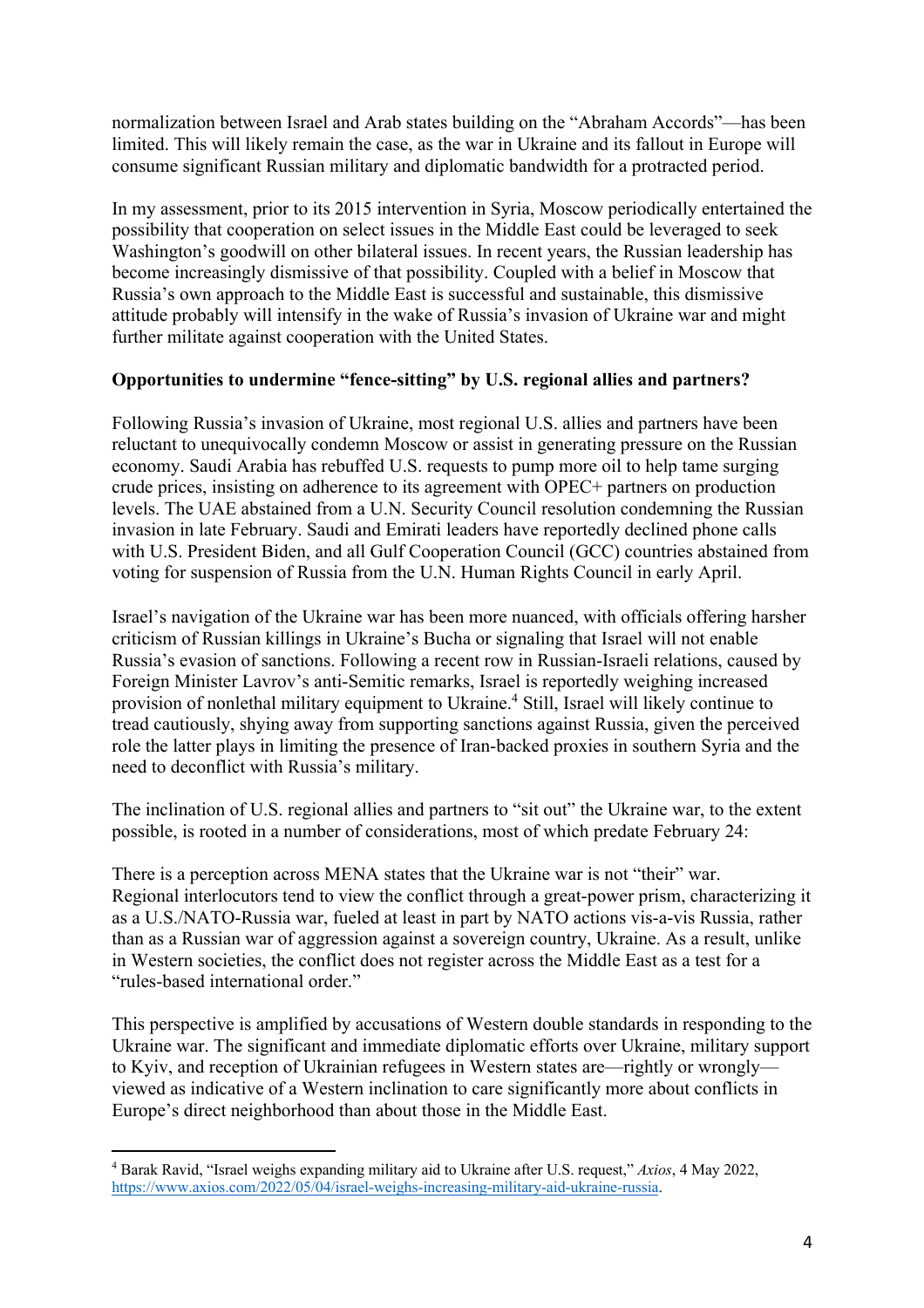normalization between Israel and Arab states building on the "Abraham Accords"—has been limited. This will likely remain the case, as the war in Ukraine and its fallout in Europe will consume significant Russian military and diplomatic bandwidth for a protracted period.

In my assessment, prior to its 2015 intervention in Syria, Moscow periodically entertained the possibility that cooperation on select issues in the Middle East could be leveraged to seek Washington's goodwill on other bilateral issues. In recent years, the Russian leadership has become increasingly dismissive of that possibility. Coupled with a belief in Moscow that Russia's own approach to the Middle East is successful and sustainable, this dismissive attitude probably will intensify in the wake of Russia's invasion of Ukraine war and might further militate against cooperation with the United States.

**Opportunities to undermine "fence-sitting" by U.S. regional allies and partners?**

Following Russia's invasion of Ukraine, most regional U.S. allies and partners have been reluctant to unequivocally condemn Moscow or assist in generating pressure on the Russian economy. Saudi Arabia has rebuffed U.S. requests to pump more oil to help tame surging crude prices, insisting on adherence to its agreement with OPEC+ partners on production levels. The UAE abstained from a U.N. Security Council resolution condemning the Russian invasion in late February. Saudi and Emirati leaders have reportedly declined phone calls with U.S. President Biden, and all Gulf Cooperation Council (GCC) countries abstained from voting for suspension of Russia from the U.N. Human Rights Council in early April.

Israel's navigation of the Ukraine war has been more nuanced, with officials offering harsher criticism of Russian killings in Ukraine's Bucha or signaling that Israel will not enable Russia's evasion of sanctions. Following a recent row in Russian-Israeli relations, caused by Foreign Minister Lavrov's anti-Semitic remarks, Israel is reportedly weighing increased provision of nonlethal military equipment to Ukraine.[4] Still, Israel will likely continue to tread cautiously, shying away from supporting sanctions against Russia, given the perceived role the latter plays in limiting the presence of Iran-backed proxies in southern Syria and the need to deconflict with Russia's military.

The inclination of U.S. regional allies and partners to "sit out" the Ukraine war, to the extent possible, is rooted in a number of considerations, most of which predate February 24:

There is a perception across MENA states that the Ukraine war is not "their" war. Regional interlocutors tend to view the conflict through a great-power prism, characterizing it as a U.S./NATO-Russia war, fueled at least in part by NATO actions vis-a-vis Russia, rather than as a Russian war of aggression against a sovereign country, Ukraine. As a result, unlike in Western societies, the conflict does not register across the Middle East as a test for a "rules-based international order."

This perspective is amplified by accusations of Western double standards in responding to the Ukraine war. The significant and immediate diplomatic efforts over Ukraine, military support to Kyiv, and reception of Ukrainian refugees in Western states are—rightly or wrongly—viewed as indicative of a Western inclination to care significantly more about conflicts in Europe's direct neighborhood than about those in the Middle East.

---

[4] Barak Ravid, "Israel weighs expanding military aid to Ukraine after U.S. request," *Axios*, 4 May 2022, https://www.axios.com/2022/05/04/israel-weighs-increasing-military-aid-ukraine-russia.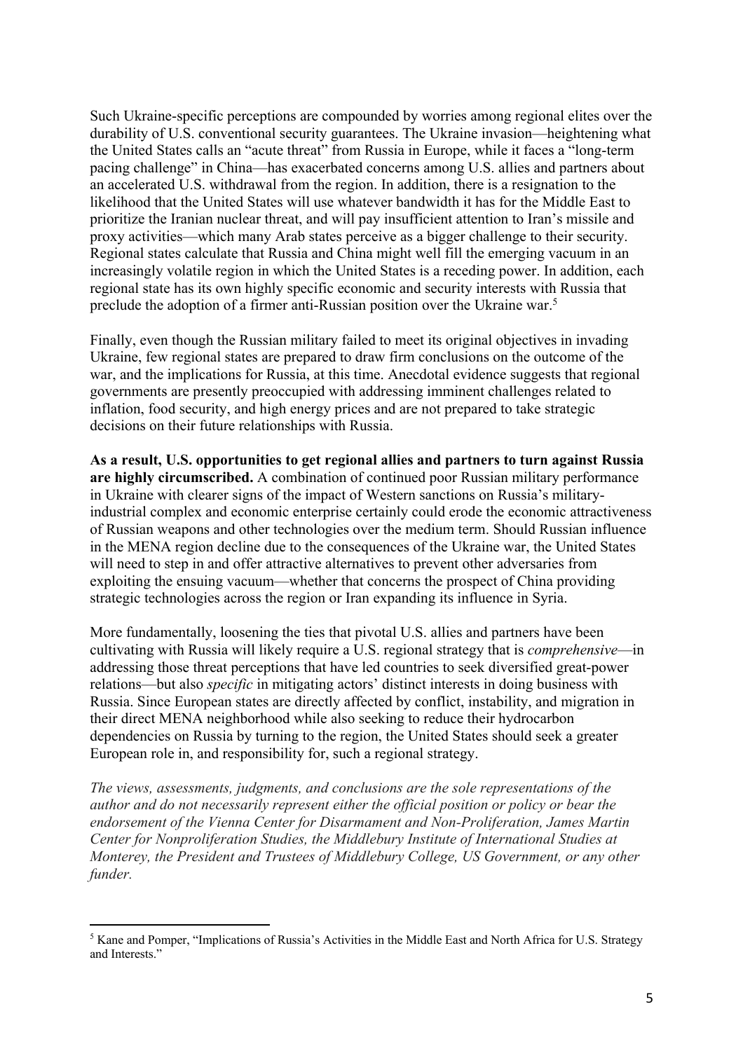Such Ukraine-specific perceptions are compounded by worries among regional elites over the durability of U.S. conventional security guarantees. The Ukraine invasion—heightening what the United States calls an "acute threat" from Russia in Europe, while it faces a "long-term pacing challenge" in China—has exacerbated concerns among U.S. allies and partners about an accelerated U.S. withdrawal from the region. In addition, there is a resignation to the likelihood that the United States will use whatever bandwidth it has for the Middle East to prioritize the Iranian nuclear threat, and will pay insufficient attention to Iran's missile and proxy activities—which many Arab states perceive as a bigger challenge to their security. Regional states calculate that Russia and China might well fill the emerging vacuum in an increasingly volatile region in which the United States is a receding power. In addition, each regional state has its own highly specific economic and security interests with Russia that preclude the adoption of a firmer anti-Russian position over the Ukraine war.[5]

Finally, even though the Russian military failed to meet its original objectives in invading Ukraine, few regional states are prepared to draw firm conclusions on the outcome of the war, and the implications for Russia, at this time. Anecdotal evidence suggests that regional governments are presently preoccupied with addressing imminent challenges related to inflation, food security, and high energy prices and are not prepared to take strategic decisions on their future relationships with Russia.

**As a result, U.S. opportunities to get regional allies and partners to turn against Russia are highly circumscribed.** A combination of continued poor Russian military performance in Ukraine with clearer signs of the impact of Western sanctions on Russia's military-industrial complex and economic enterprise certainly could erode the economic attractiveness of Russian weapons and other technologies over the medium term. Should Russian influence in the MENA region decline due to the consequences of the Ukraine war, the United States will need to step in and offer attractive alternatives to prevent other adversaries from exploiting the ensuing vacuum—whether that concerns the prospect of China providing strategic technologies across the region or Iran expanding its influence in Syria.

More fundamentally, loosening the ties that pivotal U.S. allies and partners have been cultivating with Russia will likely require a U.S. regional strategy that is *comprehensive*—in addressing those threat perceptions that have led countries to seek diversified great-power relations—but also *specific* in mitigating actors' distinct interests in doing business with Russia. Since European states are directly affected by conflict, instability, and migration in their direct MENA neighborhood while also seeking to reduce their hydrocarbon dependencies on Russia by turning to the region, the United States should seek a greater European role in, and responsibility for, such a regional strategy.

*The views, assessments, judgments, and conclusions are the sole representations of the author and do not necessarily represent either the official position or policy or bear the endorsement of the Vienna Center for Disarmament and Non-Proliferation, James Martin Center for Nonproliferation Studies, the Middlebury Institute of International Studies at Monterey, the President and Trustees of Middlebury College, US Government, or any other funder.*

---

[5] Kane and Pomper, "Implications of Russia's Activities in the Middle East and North Africa for U.S. Strategy and Interests."